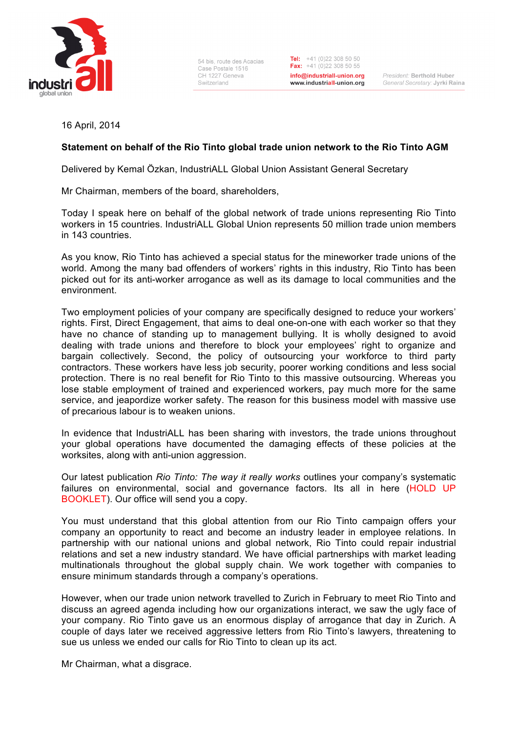54 bis, route des Acacias
Case Postale 1516
CH 1227 Geneva
Switzerland

Tel: +41 (0)22 308 50 50
Fax: +41 (0)22 308 50 55
info@industriall-union.org
www.industriall-union.org

President: Berthold Huber
General Secretary: Jyrki Raina

16 April, 2014

**Statement on behalf of the Rio Tinto global trade union network to the Rio Tinto AGM**

Delivered by Kemal Özkan, IndustriALL Global Union Assistant General Secretary

Mr Chairman, members of the board, shareholders,

Today I speak here on behalf of the global network of trade unions representing Rio Tinto workers in 15 countries. IndustriALL Global Union represents 50 million trade union members in 143 countries.

As you know, Rio Tinto has achieved a special status for the mineworker trade unions of the world. Among the many bad offenders of workers' rights in this industry, Rio Tinto has been picked out for its anti-worker arrogance as well as its damage to local communities and the environment.

Two employment policies of your company are specifically designed to reduce your workers' rights. First, Direct Engagement, that aims to deal one-on-one with each worker so that they have no chance of standing up to management bullying. It is wholly designed to avoid dealing with trade unions and therefore to block your employees' right to organize and bargain collectively. Second, the policy of outsourcing your workforce to third party contractors. These workers have less job security, poorer working conditions and less social protection. There is no real benefit for Rio Tinto to this massive outsourcing. Whereas you lose stable employment of trained and experienced workers, pay much more for the same service, and jeopardize worker safety. The reason for this business model with massive use of precarious labour is to weaken unions.

In evidence that IndustriALL has been sharing with investors, the trade unions throughout your global operations have documented the damaging effects of these policies at the worksites, along with anti-union aggression.

Our latest publication *Rio Tinto: The way it really works* outlines your company's systematic failures on environmental, social and governance factors. Its all in here (HOLD UP BOOKLET). Our office will send you a copy.

You must understand that this global attention from our Rio Tinto campaign offers your company an opportunity to react and become an industry leader in employee relations. In partnership with our national unions and global network, Rio Tinto could repair industrial relations and set a new industry standard. We have official partnerships with market leading multinationals throughout the global supply chain. We work together with companies to ensure minimum standards through a company's operations.

However, when our trade union network travelled to Zurich in February to meet Rio Tinto and discuss an agreed agenda including how our organizations interact, we saw the ugly face of your company. Rio Tinto gave us an enormous display of arrogance that day in Zurich. A couple of days later we received aggressive letters from Rio Tinto's lawyers, threatening to sue us unless we ended our calls for Rio Tinto to clean up its act.

Mr Chairman, what a disgrace.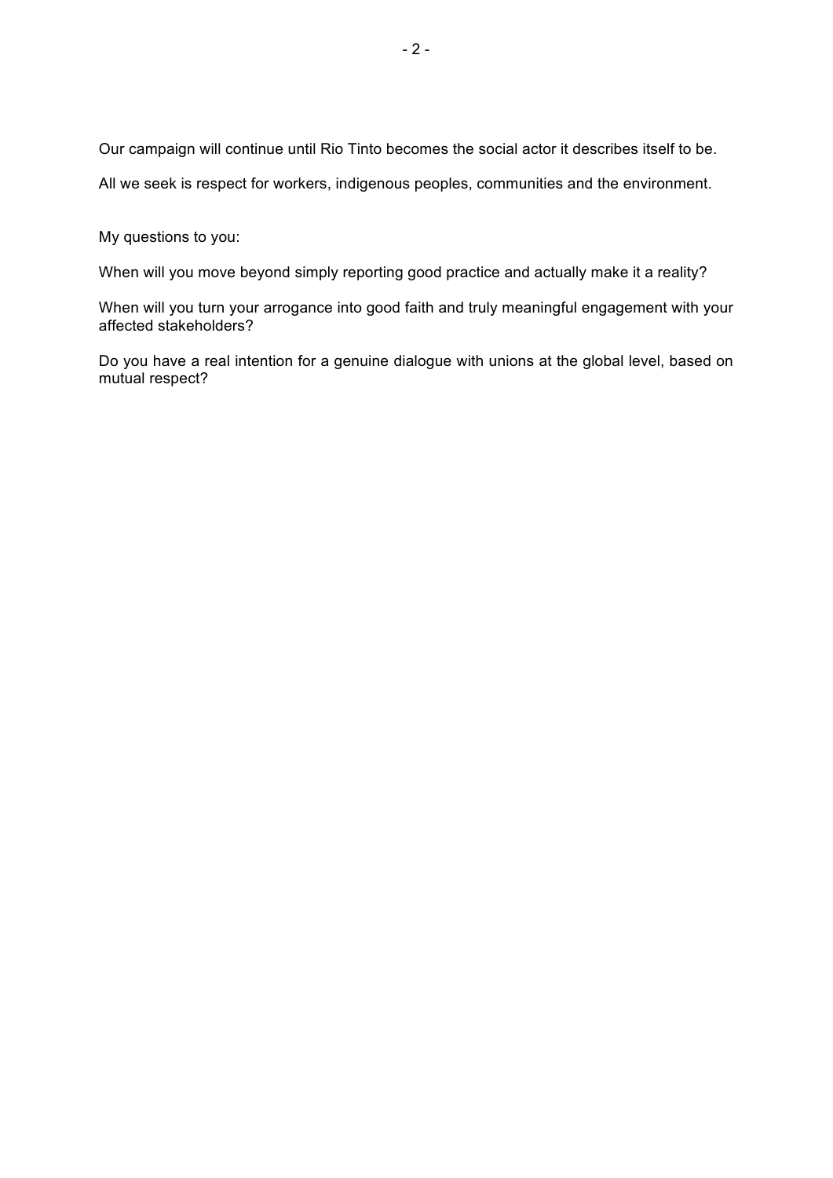Our campaign will continue until Rio Tinto becomes the social actor it describes itself to be.

All we seek is respect for workers, indigenous peoples, communities and the environment.

My questions to you:

When will you move beyond simply reporting good practice and actually make it a reality?

When will you turn your arrogance into good faith and truly meaningful engagement with your affected stakeholders?

Do you have a real intention for a genuine dialogue with unions at the global level, based on mutual respect?